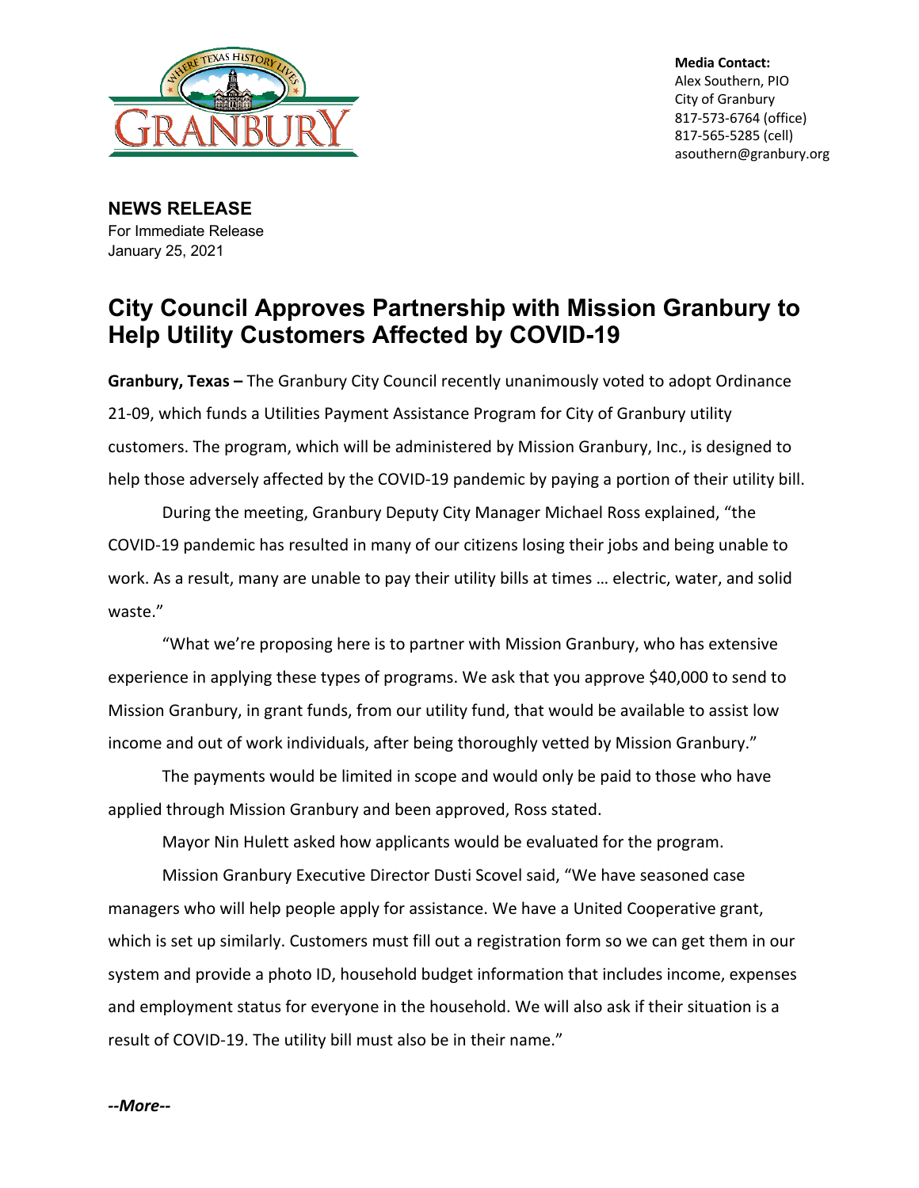Media Contact:
Alex Southern, PIO
City of Granbury
817-573-6764 (office)
817-565-5285 (cell)
asouthern@granbury.org

**NEWS RELEASE**
For Immediate Release
January 25, 2021

# City Council Approves Partnership with Mission Granbury to Help Utility Customers Affected by COVID-19

**Granbury, Texas –** The Granbury City Council recently unanimously voted to adopt Ordinance 21-09, which funds a Utilities Payment Assistance Program for City of Granbury utility customers. The program, which will be administered by Mission Granbury, Inc., is designed to help those adversely affected by the COVID-19 pandemic by paying a portion of their utility bill.

During the meeting, Granbury Deputy City Manager Michael Ross explained, "the COVID-19 pandemic has resulted in many of our citizens losing their jobs and being unable to work. As a result, many are unable to pay their utility bills at times … electric, water, and solid waste."

"What we're proposing here is to partner with Mission Granbury, who has extensive experience in applying these types of programs. We ask that you approve $40,000 to send to Mission Granbury, in grant funds, from our utility fund, that would be available to assist low income and out of work individuals, after being thoroughly vetted by Mission Granbury."

The payments would be limited in scope and would only be paid to those who have applied through Mission Granbury and been approved, Ross stated.

Mayor Nin Hulett asked how applicants would be evaluated for the program.

Mission Granbury Executive Director Dusti Scovel said, "We have seasoned case managers who will help people apply for assistance. We have a United Cooperative grant, which is set up similarly. Customers must fill out a registration form so we can get them in our system and provide a photo ID, household budget information that includes income, expenses and employment status for everyone in the household. We will also ask if their situation is a result of COVID-19. The utility bill must also be in their name."

***--More--***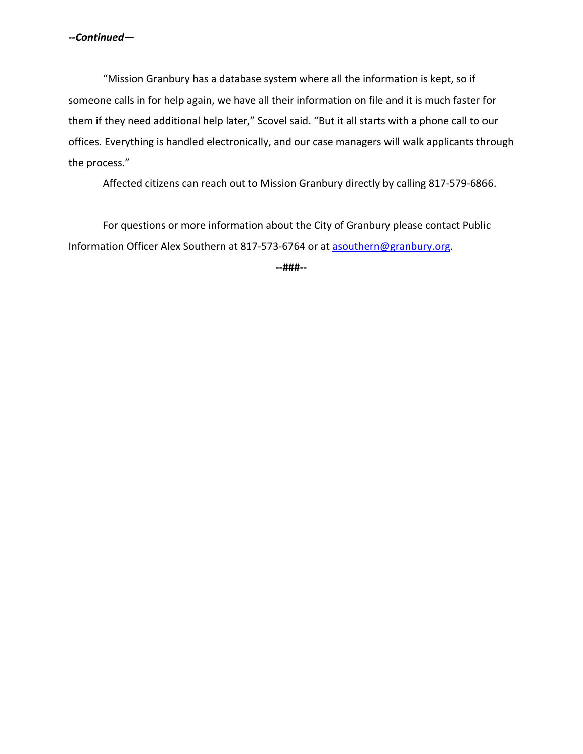***--Continued—***

"Mission Granbury has a database system where all the information is kept, so if someone calls in for help again, we have all their information on file and it is much faster for them if they need additional help later," Scovel said. "But it all starts with a phone call to our offices. Everything is handled electronically, and our case managers will walk applicants through the process."

Affected citizens can reach out to Mission Granbury directly by calling 817-579-6866.

For questions or more information about the City of Granbury please contact Public Information Officer Alex Southern at 817-573-6764 or at asouthern@granbury.org.

**--###--**